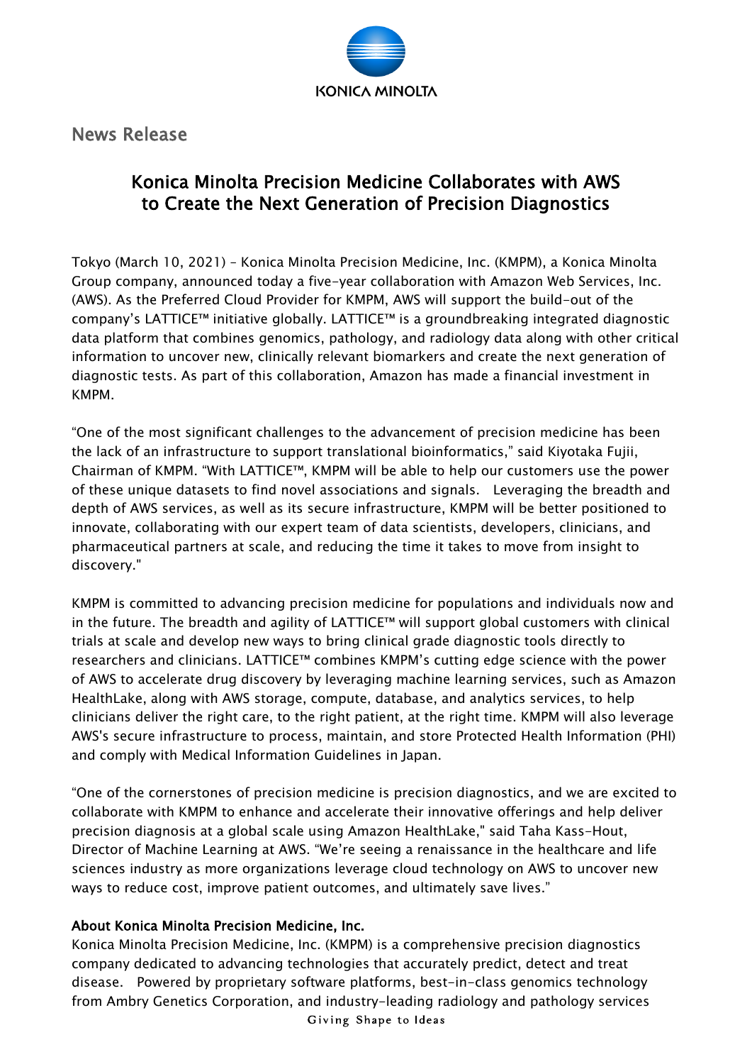KONICA MINOLTA

News Release

# Konica Minolta Precision Medicine Collaborates with AWS to Create the Next Generation of Precision Diagnostics

Tokyo (March 10, 2021) – Konica Minolta Precision Medicine, Inc. (KMPM), a Konica Minolta Group company, announced today a five-year collaboration with Amazon Web Services, Inc. (AWS). As the Preferred Cloud Provider for KMPM, AWS will support the build-out of the company's LATTICE™ initiative globally. LATTICE™ is a groundbreaking integrated diagnostic data platform that combines genomics, pathology, and radiology data along with other critical information to uncover new, clinically relevant biomarkers and create the next generation of diagnostic tests. As part of this collaboration, Amazon has made a financial investment in KMPM.

"One of the most significant challenges to the advancement of precision medicine has been the lack of an infrastructure to support translational bioinformatics," said Kiyotaka Fujii, Chairman of KMPM. "With LATTICE™, KMPM will be able to help our customers use the power of these unique datasets to find novel associations and signals. Leveraging the breadth and depth of AWS services, as well as its secure infrastructure, KMPM will be better positioned to innovate, collaborating with our expert team of data scientists, developers, clinicians, and pharmaceutical partners at scale, and reducing the time it takes to move from insight to discovery."

KMPM is committed to advancing precision medicine for populations and individuals now and in the future. The breadth and agility of LATTICE™ will support global customers with clinical trials at scale and develop new ways to bring clinical grade diagnostic tools directly to researchers and clinicians. LATTICE™ combines KMPM's cutting edge science with the power of AWS to accelerate drug discovery by leveraging machine learning services, such as Amazon HealthLake, along with AWS storage, compute, database, and analytics services, to help clinicians deliver the right care, to the right patient, at the right time. KMPM will also leverage AWS's secure infrastructure to process, maintain, and store Protected Health Information (PHI) and comply with Medical Information Guidelines in Japan.

"One of the cornerstones of precision medicine is precision diagnostics, and we are excited to collaborate with KMPM to enhance and accelerate their innovative offerings and help deliver precision diagnosis at a global scale using Amazon HealthLake," said Taha Kass-Hout, Director of Machine Learning at AWS. "We're seeing a renaissance in the healthcare and life sciences industry as more organizations leverage cloud technology on AWS to uncover new ways to reduce cost, improve patient outcomes, and ultimately save lives."

**About Konica Minolta Precision Medicine, Inc.**

Konica Minolta Precision Medicine, Inc. (KMPM) is a comprehensive precision diagnostics company dedicated to advancing technologies that accurately predict, detect and treat disease. Powered by proprietary software platforms, best-in-class genomics technology from Ambry Genetics Corporation, and industry-leading radiology and pathology services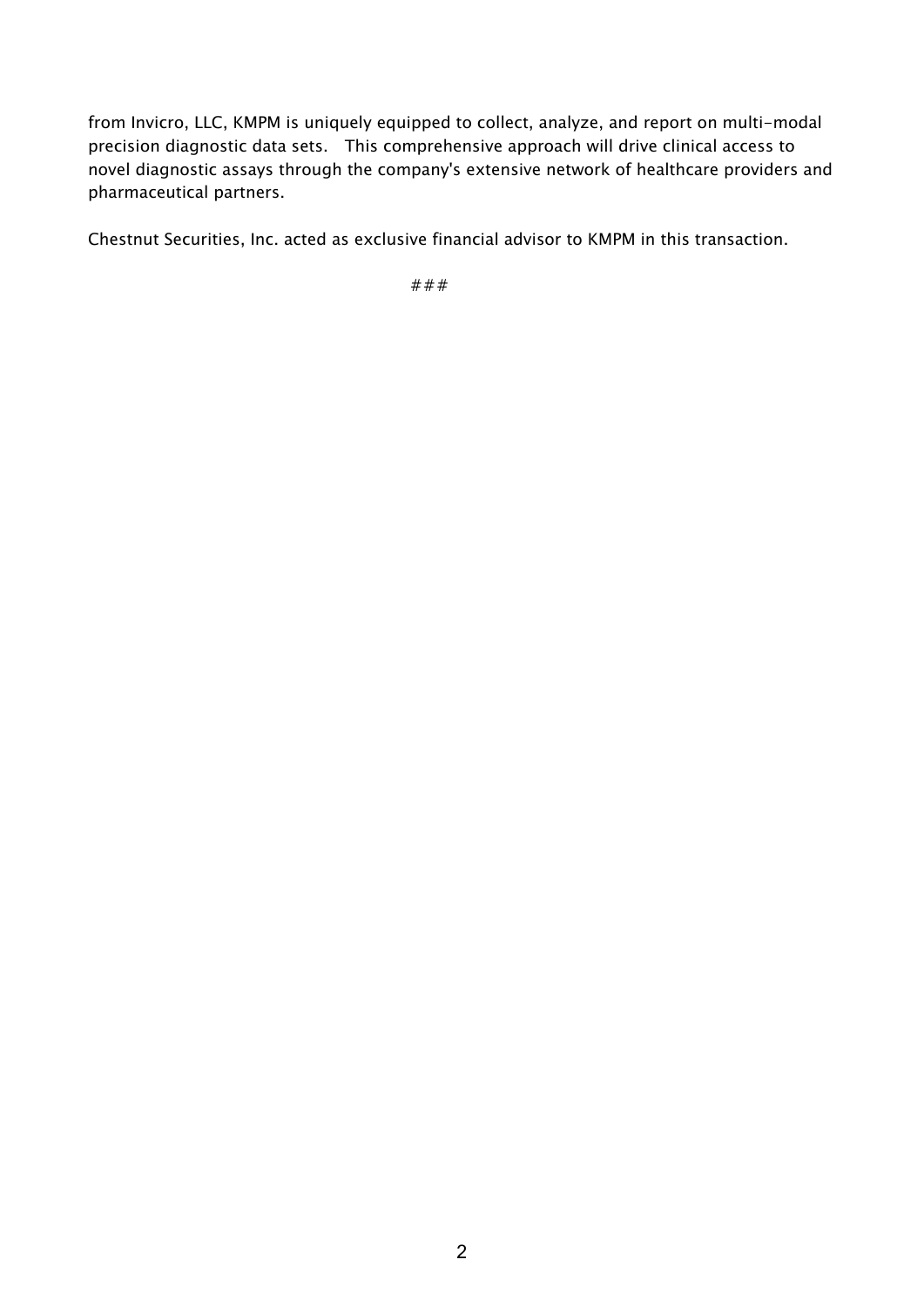from Invicro, LLC, KMPM is uniquely equipped to collect, analyze, and report on multi-modal precision diagnostic data sets. This comprehensive approach will drive clinical access to novel diagnostic assays through the company's extensive network of healthcare providers and pharmaceutical partners.

Chestnut Securities, Inc. acted as exclusive financial advisor to KMPM in this transaction.

###